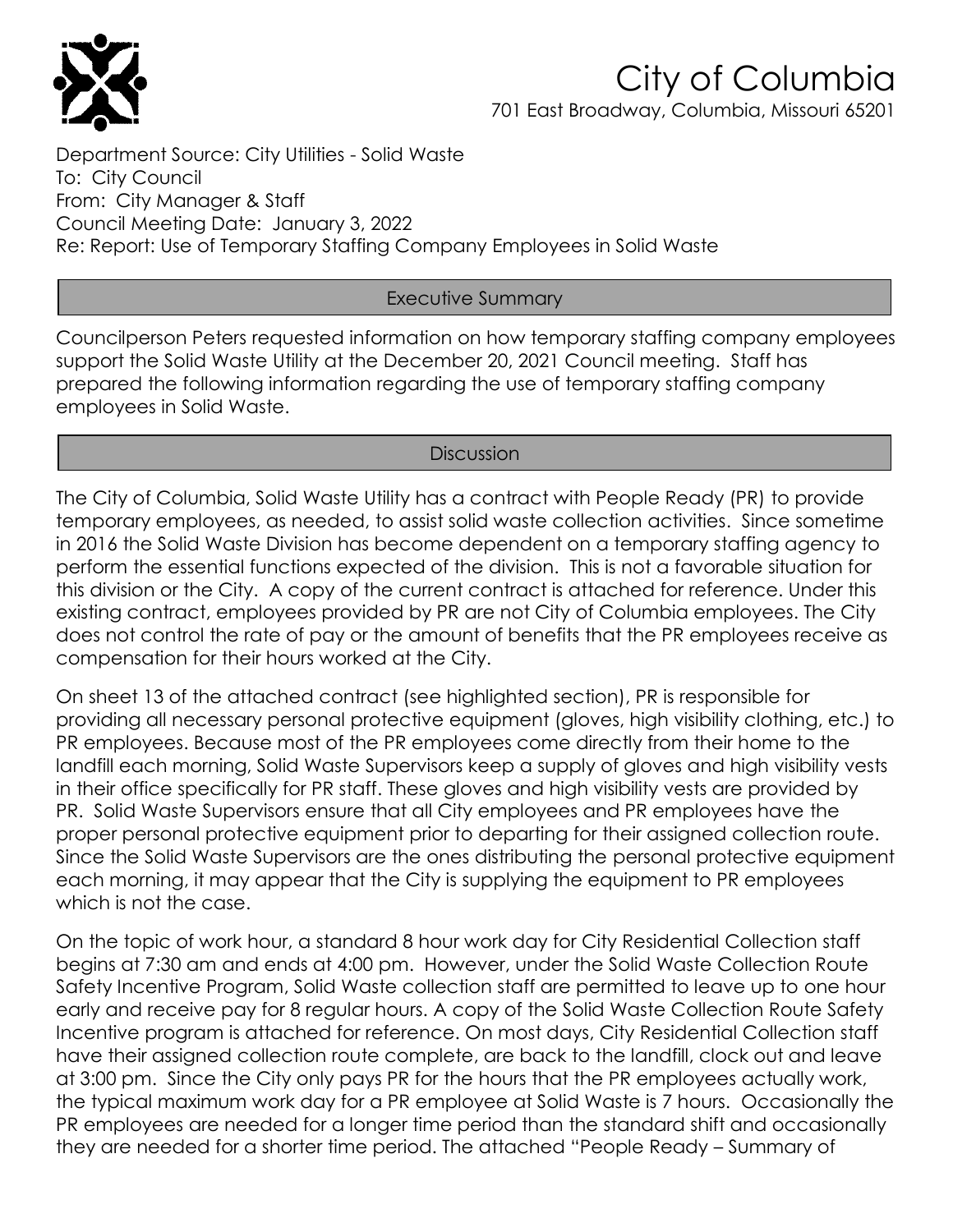# City of Columbia

701 East Broadway, Columbia, Missouri 65201

Department Source: City Utilities - Solid Waste
To: City Council
From: City Manager & Staff
Council Meeting Date: January 3, 2022
Re: Report: Use of Temporary Staffing Company Employees in Solid Waste

## Executive Summary

Councilperson Peters requested information on how temporary staffing company employees support the Solid Waste Utility at the December 20, 2021 Council meeting. Staff has prepared the following information regarding the use of temporary staffing company employees in Solid Waste.

## Discussion

The City of Columbia, Solid Waste Utility has a contract with People Ready (PR) to provide temporary employees, as needed, to assist solid waste collection activities. Since sometime in 2016 the Solid Waste Division has become dependent on a temporary staffing agency to perform the essential functions expected of the division. This is not a favorable situation for this division or the City. A copy of the current contract is attached for reference. Under this existing contract, employees provided by PR are not City of Columbia employees. The City does not control the rate of pay or the amount of benefits that the PR employees receive as compensation for their hours worked at the City.

On sheet 13 of the attached contract (see highlighted section), PR is responsible for providing all necessary personal protective equipment (gloves, high visibility clothing, etc.) to PR employees. Because most of the PR employees come directly from their home to the landfill each morning, Solid Waste Supervisors keep a supply of gloves and high visibility vests in their office specifically for PR staff. These gloves and high visibility vests are provided by PR. Solid Waste Supervisors ensure that all City employees and PR employees have the proper personal protective equipment prior to departing for their assigned collection route. Since the Solid Waste Supervisors are the ones distributing the personal protective equipment each morning, it may appear that the City is supplying the equipment to PR employees which is not the case.

On the topic of work hour, a standard 8 hour work day for City Residential Collection staff begins at 7:30 am and ends at 4:00 pm. However, under the Solid Waste Collection Route Safety Incentive Program, Solid Waste collection staff are permitted to leave up to one hour early and receive pay for 8 regular hours. A copy of the Solid Waste Collection Route Safety Incentive program is attached for reference. On most days, City Residential Collection staff have their assigned collection route complete, are back to the landfill, clock out and leave at 3:00 pm. Since the City only pays PR for the hours that the PR employees actually work, the typical maximum work day for a PR employee at Solid Waste is 7 hours. Occasionally the PR employees are needed for a longer time period than the standard shift and occasionally they are needed for a shorter time period. The attached "People Ready – Summary of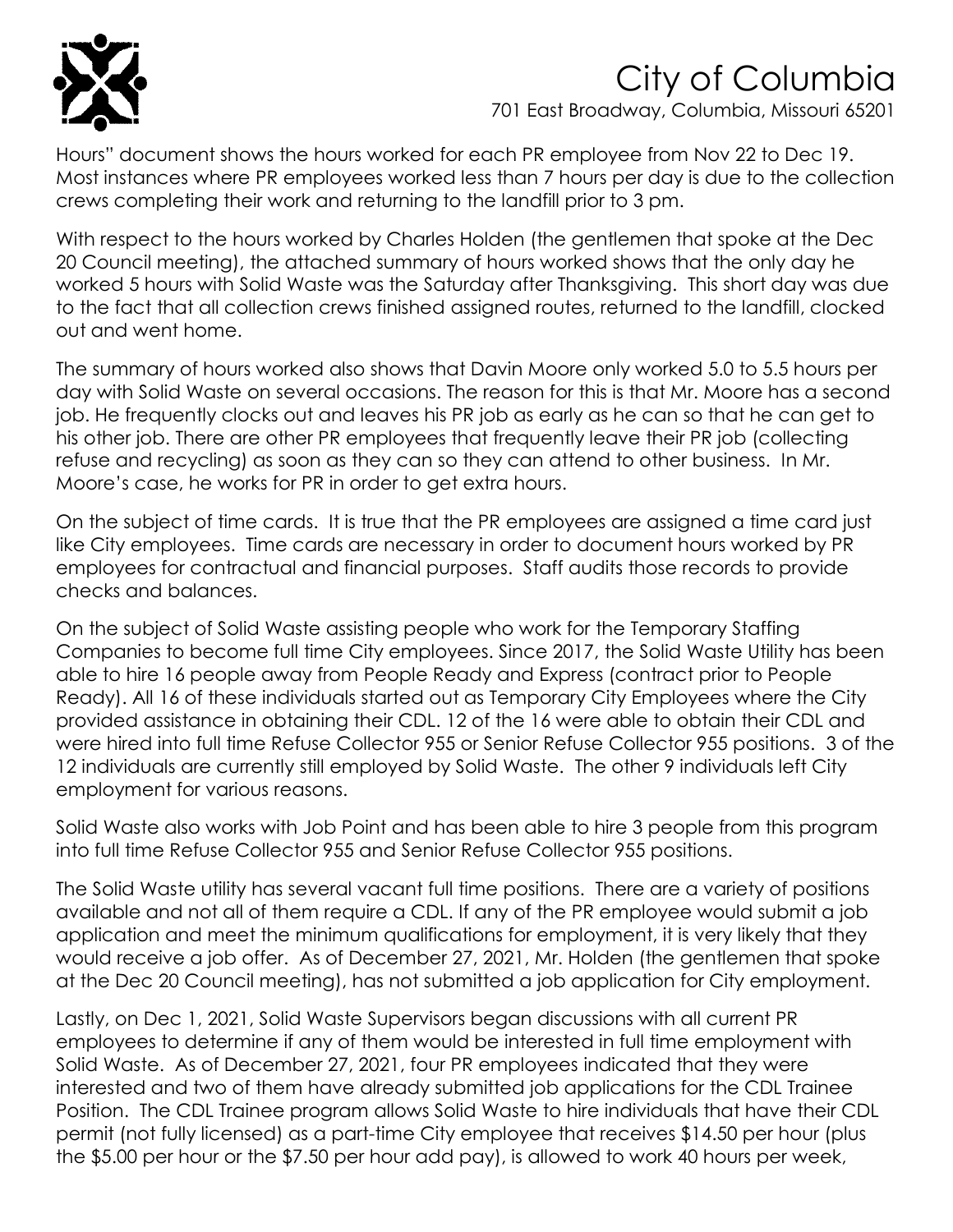Hours" document shows the hours worked for each PR employee from Nov 22 to Dec 19. Most instances where PR employees worked less than 7 hours per day is due to the collection crews completing their work and returning to the landfill prior to 3 pm.

With respect to the hours worked by Charles Holden (the gentlemen that spoke at the Dec 20 Council meeting), the attached summary of hours worked shows that the only day he worked 5 hours with Solid Waste was the Saturday after Thanksgiving. This short day was due to the fact that all collection crews finished assigned routes, returned to the landfill, clocked out and went home.

The summary of hours worked also shows that Davin Moore only worked 5.0 to 5.5 hours per day with Solid Waste on several occasions. The reason for this is that Mr. Moore has a second job. He frequently clocks out and leaves his PR job as early as he can so that he can get to his other job. There are other PR employees that frequently leave their PR job (collecting refuse and recycling) as soon as they can so they can attend to other business. In Mr. Moore's case, he works for PR in order to get extra hours.

On the subject of time cards. It is true that the PR employees are assigned a time card just like City employees. Time cards are necessary in order to document hours worked by PR employees for contractual and financial purposes. Staff audits those records to provide checks and balances.

On the subject of Solid Waste assisting people who work for the Temporary Staffing Companies to become full time City employees. Since 2017, the Solid Waste Utility has been able to hire 16 people away from People Ready and Express (contract prior to People Ready). All 16 of these individuals started out as Temporary City Employees where the City provided assistance in obtaining their CDL. 12 of the 16 were able to obtain their CDL and were hired into full time Refuse Collector 955 or Senior Refuse Collector 955 positions. 3 of the 12 individuals are currently still employed by Solid Waste. The other 9 individuals left City employment for various reasons.

Solid Waste also works with Job Point and has been able to hire 3 people from this program into full time Refuse Collector 955 and Senior Refuse Collector 955 positions.

The Solid Waste utility has several vacant full time positions. There are a variety of positions available and not all of them require a CDL. If any of the PR employee would submit a job application and meet the minimum qualifications for employment, it is very likely that they would receive a job offer. As of December 27, 2021, Mr. Holden (the gentlemen that spoke at the Dec 20 Council meeting), has not submitted a job application for City employment.

Lastly, on Dec 1, 2021, Solid Waste Supervisors began discussions with all current PR employees to determine if any of them would be interested in full time employment with Solid Waste. As of December 27, 2021, four PR employees indicated that they were interested and two of them have already submitted job applications for the CDL Trainee Position. The CDL Trainee program allows Solid Waste to hire individuals that have their CDL permit (not fully licensed) as a part-time City employee that receives $14.50 per hour (plus the $5.00 per hour or the $7.50 per hour add pay), is allowed to work 40 hours per week,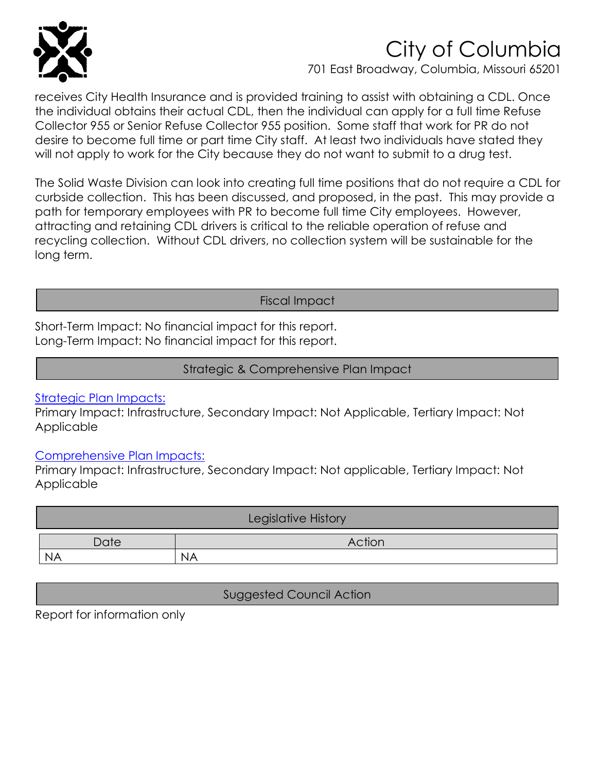receives City Health Insurance and is provided training to assist with obtaining a CDL. Once the individual obtains their actual CDL, then the individual can apply for a full time Refuse Collector 955 or Senior Refuse Collector 955 position. Some staff that work for PR do not desire to become full time or part time City staff. At least two individuals have stated they will not apply to work for the City because they do not want to submit to a drug test.

The Solid Waste Division can look into creating full time positions that do not require a CDL for curbside collection. This has been discussed, and proposed, in the past. This may provide a path for temporary employees with PR to become full time City employees. However, attracting and retaining CDL drivers is critical to the reliable operation of refuse and recycling collection. Without CDL drivers, no collection system will be sustainable for the long term.

## Fiscal Impact

Short-Term Impact: No financial impact for this report.
Long-Term Impact: No financial impact for this report.

## Strategic & Comprehensive Plan Impact

Strategic Plan Impacts:
Primary Impact: Infrastructure, Secondary Impact: Not Applicable, Tertiary Impact: Not Applicable

Comprehensive Plan Impacts:
Primary Impact: Infrastructure, Secondary Impact: Not applicable, Tertiary Impact: Not Applicable

## Legislative History

| Date | Action |
|---|---|
| NA | NA |

## Suggested Council Action

Report for information only